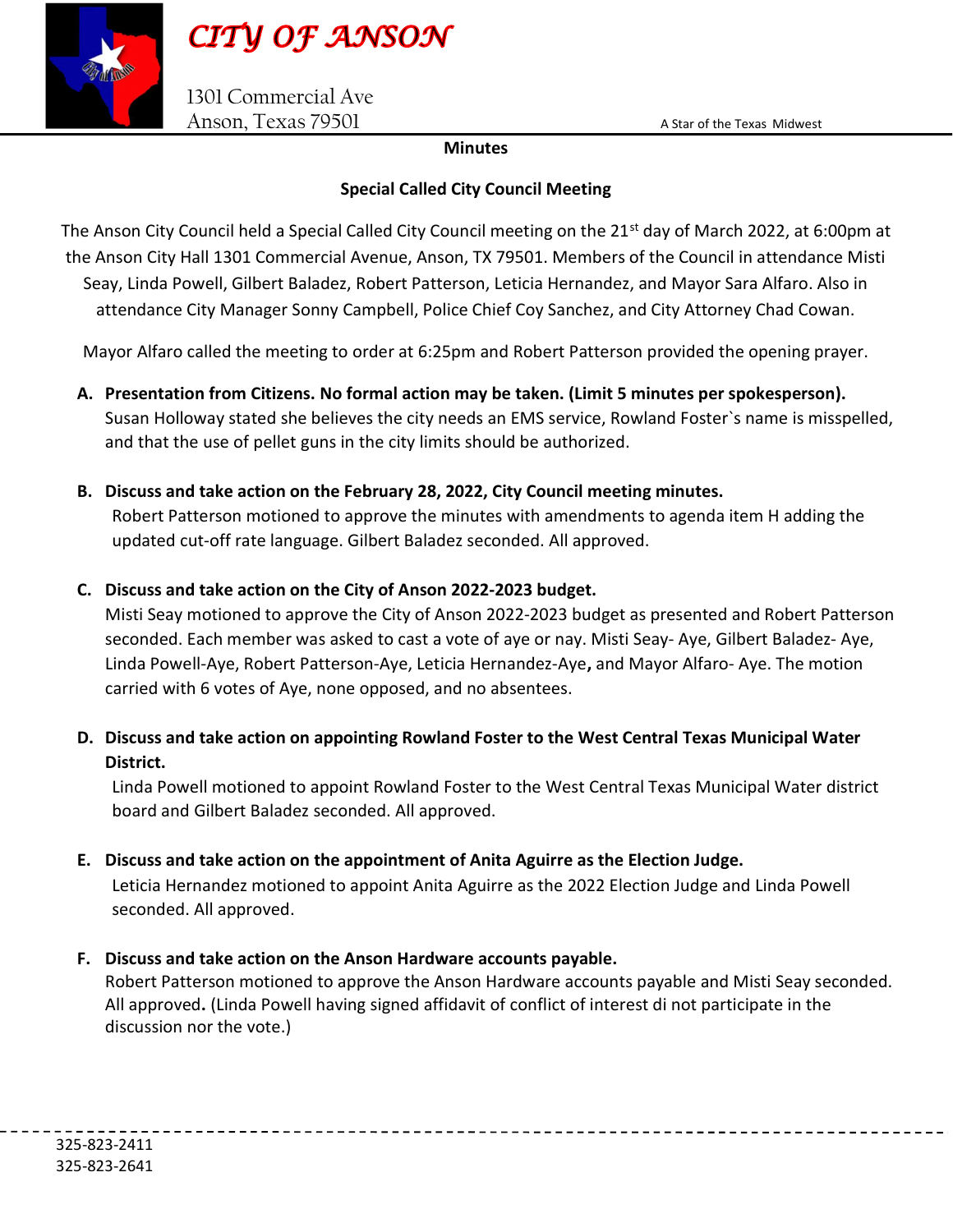# CITY OF ANSON

1301 Commercial Ave
Anson, Texas 79501

A Star of the Texas Midwest

**Minutes**

**Special Called City Council Meeting**

The Anson City Council held a Special Called City Council meeting on the 21st day of March 2022, at 6:00pm at the Anson City Hall 1301 Commercial Avenue, Anson, TX 79501. Members of the Council in attendance Misti Seay, Linda Powell, Gilbert Baladez, Robert Patterson, Leticia Hernandez, and Mayor Sara Alfaro. Also in attendance City Manager Sonny Campbell, Police Chief Coy Sanchez, and City Attorney Chad Cowan.

Mayor Alfaro called the meeting to order at 6:25pm and Robert Patterson provided the opening prayer.

**A. Presentation from Citizens. No formal action may be taken. (Limit 5 minutes per spokesperson).**
Susan Holloway stated she believes the city needs an EMS service, Rowland Foster`s name is misspelled, and that the use of pellet guns in the city limits should be authorized.

**B. Discuss and take action on the February 28, 2022, City Council meeting minutes.**
Robert Patterson motioned to approve the minutes with amendments to agenda item H adding the updated cut-off rate language. Gilbert Baladez seconded. All approved.

**C. Discuss and take action on the City of Anson 2022-2023 budget.**
Misti Seay motioned to approve the City of Anson 2022-2023 budget as presented and Robert Patterson seconded. Each member was asked to cast a vote of aye or nay. Misti Seay- Aye, Gilbert Baladez- Aye, Linda Powell-Aye, Robert Patterson-Aye, Leticia Hernandez-Aye**,** and Mayor Alfaro- Aye. The motion carried with 6 votes of Aye, none opposed, and no absentees.

**D. Discuss and take action on appointing Rowland Foster to the West Central Texas Municipal Water District.**
Linda Powell motioned to appoint Rowland Foster to the West Central Texas Municipal Water district board and Gilbert Baladez seconded. All approved.

**E. Discuss and take action on the appointment of Anita Aguirre as the Election Judge.**
Leticia Hernandez motioned to appoint Anita Aguirre as the 2022 Election Judge and Linda Powell seconded. All approved.

**F. Discuss and take action on the Anson Hardware accounts payable.**
Robert Patterson motioned to approve the Anson Hardware accounts payable and Misti Seay seconded. All approved**.** (Linda Powell having signed affidavit of conflict of interest di not participate in the discussion nor the vote.)

325-823-2411
325-823-2641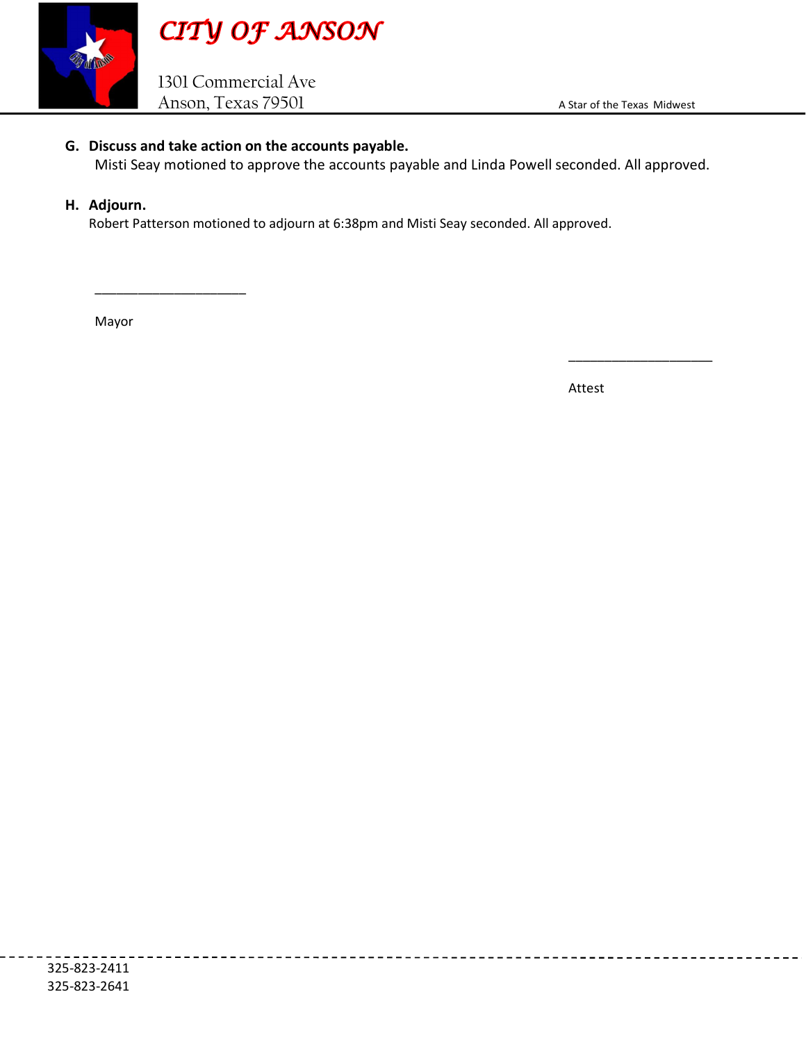**G. Discuss and take action on the accounts payable.**

Misti Seay motioned to approve the accounts payable and Linda Powell seconded. All approved.

**H. Adjourn.**

Robert Patterson motioned to adjourn at 6:38pm and Misti Seay seconded. All approved.

____________________

Mayor

____________________

Attest